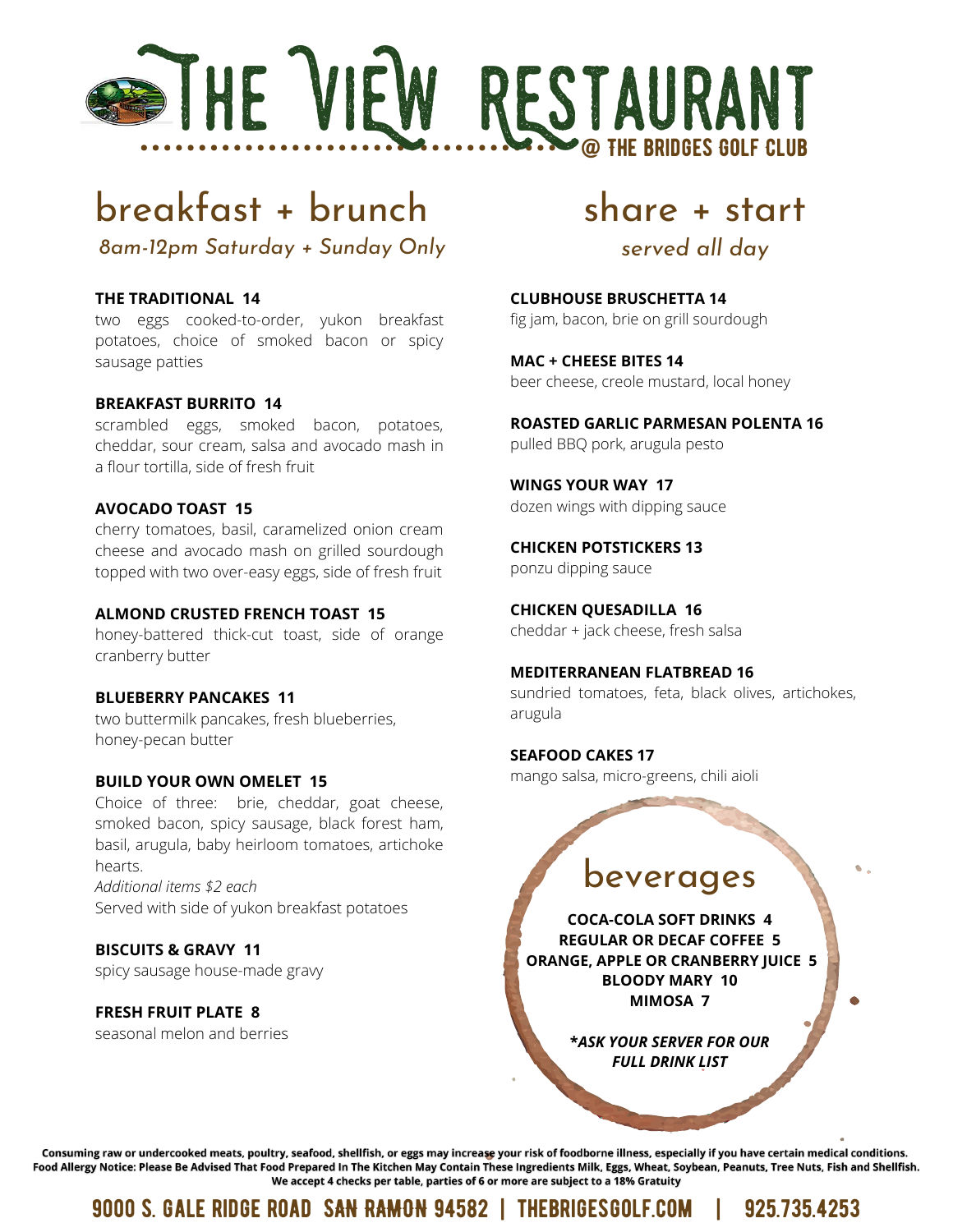# THE VIEW RESTAURANT

@ THE BRIDGES GOLF CLUB

## breakfast + brunch

*8am-12pm Saturday + Sunday Only*

**THE TRADITIONAL 14**
two eggs cooked-to-order, yukon breakfast potatoes, choice of smoked bacon or spicy sausage patties

**BREAKFAST BURRITO 14**
scrambled eggs, smoked bacon, potatoes, cheddar, sour cream, salsa and avocado mash in a flour tortilla, side of fresh fruit

**AVOCADO TOAST 15**
cherry tomatoes, basil, caramelized onion cream cheese and avocado mash on grilled sourdough topped with two over-easy eggs, side of fresh fruit

**ALMOND CRUSTED FRENCH TOAST 15**
honey-battered thick-cut toast, side of orange cranberry butter

**BLUEBERRY PANCAKES 11**
two buttermilk pancakes, fresh blueberries, honey-pecan butter

**BUILD YOUR OWN OMELET 15**
Choice of three: brie, cheddar, goat cheese, smoked bacon, spicy sausage, black forest ham, basil, arugula, baby heirloom tomatoes, artichoke hearts.
*Additional items $2 each*
Served with side of yukon breakfast potatoes

**BISCUITS & GRAVY 11**
spicy sausage house-made gravy

**FRESH FRUIT PLATE 8**
seasonal melon and berries

## share + start

*served all day*

**CLUBHOUSE BRUSCHETTA 14**
fig jam, bacon, brie on grill sourdough

**MAC + CHEESE BITES 14**
beer cheese, creole mustard, local honey

**ROASTED GARLIC PARMESAN POLENTA 16**
pulled BBQ pork, arugula pesto

**WINGS YOUR WAY 17**
dozen wings with dipping sauce

**CHICKEN POTSTICKERS 13**
ponzu dipping sauce

**CHICKEN QUESADILLA 16**
cheddar + jack cheese, fresh salsa

**MEDITERRANEAN FLATBREAD 16**
sundried tomatoes, feta, black olives, artichokes, arugula

**SEAFOOD CAKES 17**
mango salsa, micro-greens, chili aioli

## beverages

**COCA-COLA SOFT DRINKS 4**
**REGULAR OR DECAF COFFEE 5**
**ORANGE, APPLE OR CRANBERRY JUICE 5**
**BLOODY MARY 10**
**MIMOSA 7**

***ASK YOUR SERVER FOR OUR FULL DRINK LIST**

**Consuming raw or undercooked meats, poultry, seafood, shellfish, or eggs may increase your risk of foodborne illness, especially if you have certain medical conditions.**
**Food Allergy Notice: Please Be Advised That Food Prepared In The Kitchen May Contain These Ingredients Milk, Eggs, Wheat, Soybean, Peanuts, Tree Nuts, Fish and Shellfish.**
**We accept 4 checks per table, parties of 6 or more are subject to a 18% Gratuity**

9000 S. GALE RIDGE ROAD SAN RAMON 94582 | THEBRIGESGOLF.COM | 925.735.4253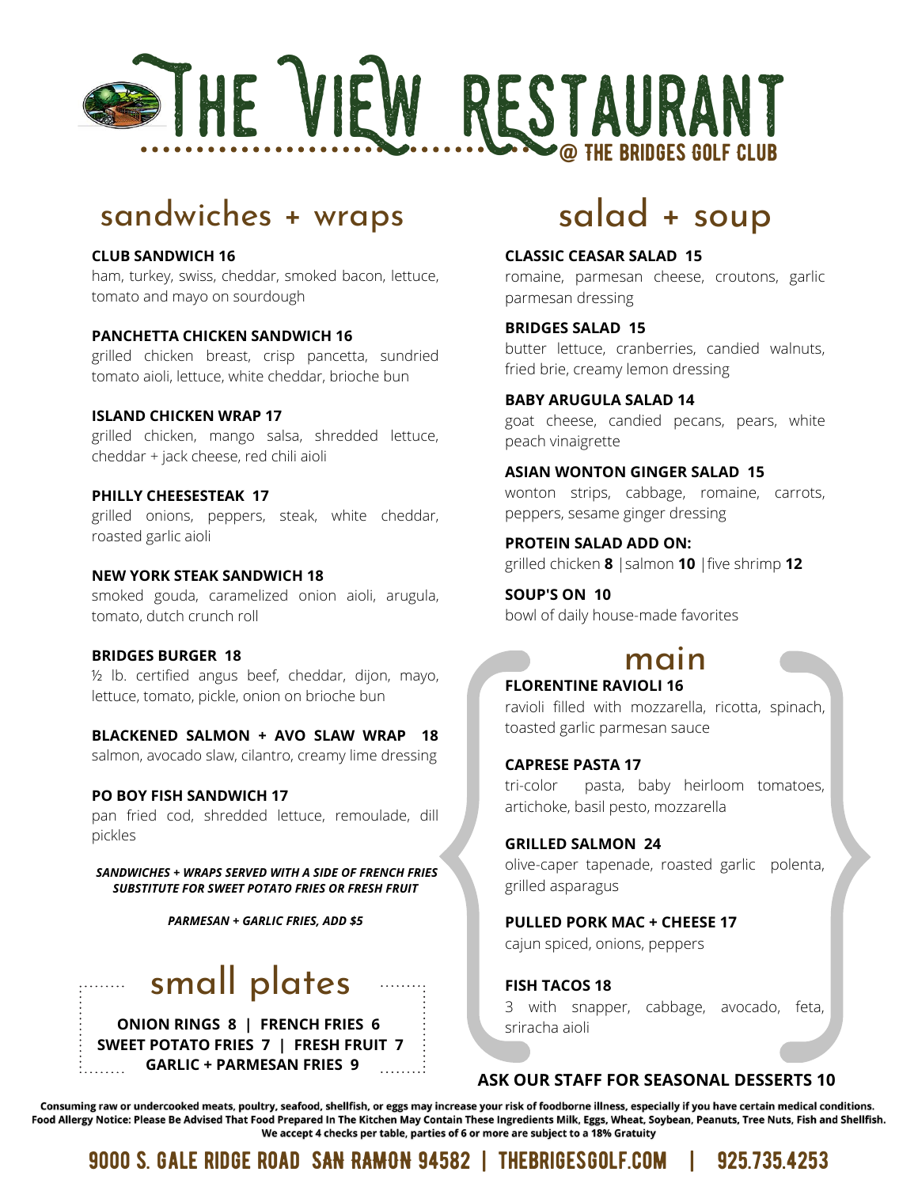# THE VIEW RESTAURANT

@ THE BRIDGES GOLF CLUB

## sandwiches + wraps

**CLUB SANDWICH 16**
ham, turkey, swiss, cheddar, smoked bacon, lettuce, tomato and mayo on sourdough

**PANCHETTA CHICKEN SANDWICH 16**
grilled chicken breast, crisp pancetta, sundried tomato aioli, lettuce, white cheddar, brioche bun

**ISLAND CHICKEN WRAP 17**
grilled chicken, mango salsa, shredded lettuce, cheddar + jack cheese, red chili aioli

**PHILLY CHEESESTEAK 17**
grilled onions, peppers, steak, white cheddar, roasted garlic aioli

**NEW YORK STEAK SANDWICH 18**
smoked gouda, caramelized onion aioli, arugula, tomato, dutch crunch roll

**BRIDGES BURGER 18**
½ lb. certified angus beef, cheddar, dijon, mayo, lettuce, tomato, pickle, onion on brioche bun

**BLACKENED SALMON + AVO SLAW WRAP 18**
salmon, avocado slaw, cilantro, creamy lime dressing

**PO BOY FISH SANDWICH 17**
pan fried cod, shredded lettuce, remoulade, dill pickles

***SANDWICHES + WRAPS SERVED WITH A SIDE OF FRENCH FRIES***
***SUBSTITUTE FOR SWEET POTATO FRIES OR FRESH FRUIT***

***PARMESAN + GARLIC FRIES, ADD $5***

## small plates

**ONION RINGS 8 | FRENCH FRIES 6**
**SWEET POTATO FRIES 7 | FRESH FRUIT 7**
**GARLIC + PARMESAN FRIES 9**

## salad + soup

**CLASSIC CEASAR SALAD 15**
romaine, parmesan cheese, croutons, garlic parmesan dressing

**BRIDGES SALAD 15**
butter lettuce, cranberries, candied walnuts, fried brie, creamy lemon dressing

**BABY ARUGULA SALAD 14**
goat cheese, candied pecans, pears, white peach vinaigrette

**ASIAN WONTON GINGER SALAD 15**
wonton strips, cabbage, romaine, carrots, peppers, sesame ginger dressing

**PROTEIN SALAD ADD ON:**
grilled chicken **8** | salmon **10** | five shrimp **12**

**SOUP'S ON 10**
bowl of daily house-made favorites

## main

**FLORENTINE RAVIOLI 16**
ravioli filled with mozzarella, ricotta, spinach, toasted garlic parmesan sauce

**CAPRESE PASTA 17**
tri-color pasta, baby heirloom tomatoes, artichoke, basil pesto, mozzarella

**GRILLED SALMON 24**
olive-caper tapenade, roasted garlic polenta, grilled asparagus

**PULLED PORK MAC + CHEESE 17**
cajun spiced, onions, peppers

**FISH TACOS 18**
3 with snapper, cabbage, avocado, feta, sriracha aioli

**ASK OUR STAFF FOR SEASONAL DESSERTS 10**

**Consuming raw or undercooked meats, poultry, seafood, shellfish, or eggs may increase your risk of foodborne illness, especially if you have certain medical conditions.**
**Food Allergy Notice: Please Be Advised That Food Prepared In The Kitchen May Contain These Ingredients Milk, Eggs, Wheat, Soybean, Peanuts, Tree Nuts, Fish and Shellfish.**
**We accept 4 checks per table, parties of 6 or more are subject to a 18% Gratuity**

9000 S. GALE RIDGE ROAD SAN RAMON 94582 | THEBRIGESGOLF.COM | 925.735.4253